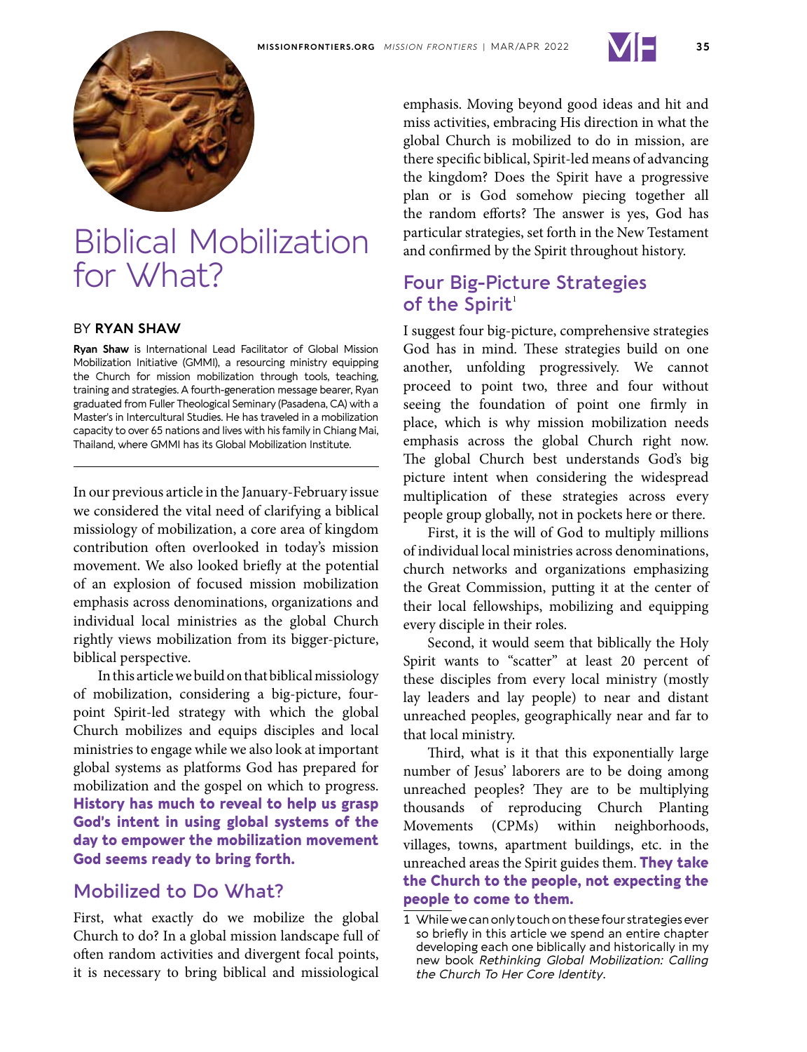# Biblical Mobilization for What?

BY **RYAN SHAW**

**Ryan Shaw** is International Lead Facilitator of Global Mission Mobilization Initiative (GMMI), a resourcing ministry equipping the Church for mission mobilization through tools, teaching, training and strategies. A fourth-generation message bearer, Ryan graduated from Fuller Theological Seminary (Pasadena, CA) with a Master's in Intercultural Studies. He has traveled in a mobilization capacity to over 65 nations and lives with his family in Chiang Mai, Thailand, where GMMI has its Global Mobilization Institute.

In our previous article in the January-February issue we considered the vital need of clarifying a biblical missiology of mobilization, a core area of kingdom contribution often overlooked in today's mission movement. We also looked briefly at the potential of an explosion of focused mission mobilization emphasis across denominations, organizations and individual local ministries as the global Church rightly views mobilization from its bigger-picture, biblical perspective.

In this article we build on that biblical missiology of mobilization, considering a big-picture, four-point Spirit-led strategy with which the global Church mobilizes and equips disciples and local ministries to engage while we also look at important global systems as platforms God has prepared for mobilization and the gospel on which to progress. **History has much to reveal to help us grasp God's intent in using global systems of the day to empower the mobilization movement God seems ready to bring forth.**

## Mobilized to Do What?

First, what exactly do we mobilize the global Church to do? In a global mission landscape full of often random activities and divergent focal points, it is necessary to bring biblical and missiological emphasis. Moving beyond good ideas and hit and miss activities, embracing His direction in what the global Church is mobilized to do in mission, are there specific biblical, Spirit-led means of advancing the kingdom? Does the Spirit have a progressive plan or is God somehow piecing together all the random efforts? The answer is yes, God has particular strategies, set forth in the New Testament and confirmed by the Spirit throughout history.

## Four Big-Picture Strategies of the Spirit[1]

I suggest four big-picture, comprehensive strategies God has in mind. These strategies build on one another, unfolding progressively. We cannot proceed to point two, three and four without seeing the foundation of point one firmly in place, which is why mission mobilization needs emphasis across the global Church right now. The global Church best understands God's big picture intent when considering the widespread multiplication of these strategies across every people group globally, not in pockets here or there.

First, it is the will of God to multiply millions of individual local ministries across denominations, church networks and organizations emphasizing the Great Commission, putting it at the center of their local fellowships, mobilizing and equipping every disciple in their roles.

Second, it would seem that biblically the Holy Spirit wants to "scatter" at least 20 percent of these disciples from every local ministry (mostly lay leaders and lay people) to near and distant unreached peoples, geographically near and far to that local ministry.

Third, what is it that this exponentially large number of Jesus' laborers are to be doing among unreached peoples? They are to be multiplying thousands of reproducing Church Planting Movements (CPMs) within neighborhoods, villages, towns, apartment buildings, etc. in the unreached areas the Spirit guides them. **They take the Church to the people, not expecting the people to come to them.**

1 While we can only touch on these four strategies ever so briefly in this article we spend an entire chapter developing each one biblically and historically in my new book *Rethinking Global Mobilization: Calling the Church To Her Core Identity*.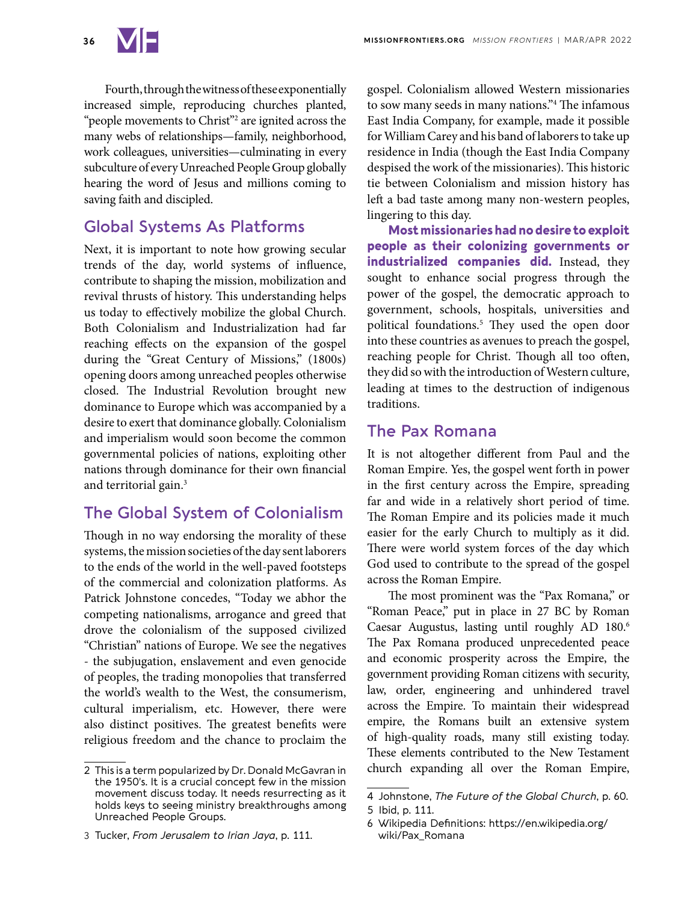Fourth, through the witness of these exponentially increased simple, reproducing churches planted, "people movements to Christ"[2] are ignited across the many webs of relationships—family, neighborhood, work colleagues, universities—culminating in every subculture of every Unreached People Group globally hearing the word of Jesus and millions coming to saving faith and discipled.

## Global Systems As Platforms

Next, it is important to note how growing secular trends of the day, world systems of influence, contribute to shaping the mission, mobilization and revival thrusts of history. This understanding helps us today to effectively mobilize the global Church. Both Colonialism and Industrialization had far reaching effects on the expansion of the gospel during the "Great Century of Missions," (1800s) opening doors among unreached peoples otherwise closed. The Industrial Revolution brought new dominance to Europe which was accompanied by a desire to exert that dominance globally. Colonialism and imperialism would soon become the common governmental policies of nations, exploiting other nations through dominance for their own financial and territorial gain.[3]

## The Global System of Colonialism

Though in no way endorsing the morality of these systems, the mission societies of the day sent laborers to the ends of the world in the well-paved footsteps of the commercial and colonization platforms. As Patrick Johnstone concedes, "Today we abhor the competing nationalisms, arrogance and greed that drove the colonialism of the supposed civilized "Christian" nations of Europe. We see the negatives - the subjugation, enslavement and even genocide of peoples, the trading monopolies that transferred the world's wealth to the West, the consumerism, cultural imperialism, etc. However, there were also distinct positives. The greatest benefits were religious freedom and the chance to proclaim the gospel. Colonialism allowed Western missionaries to sow many seeds in many nations."[4] The infamous East India Company, for example, made it possible for William Carey and his band of laborers to take up residence in India (though the East India Company despised the work of the missionaries). This historic tie between Colonialism and mission history has left a bad taste among many non-western peoples, lingering to this day.

**Most missionaries had no desire to exploit people as their colonizing governments or industrialized companies did.** Instead, they sought to enhance social progress through the power of the gospel, the democratic approach to government, schools, hospitals, universities and political foundations.[5] They used the open door into these countries as avenues to preach the gospel, reaching people for Christ. Though all too often, they did so with the introduction of Western culture, leading at times to the destruction of indigenous traditions.

## The Pax Romana

It is not altogether different from Paul and the Roman Empire. Yes, the gospel went forth in power in the first century across the Empire, spreading far and wide in a relatively short period of time. The Roman Empire and its policies made it much easier for the early Church to multiply as it did. There were world system forces of the day which God used to contribute to the spread of the gospel across the Roman Empire.

The most prominent was the "Pax Romana," or "Roman Peace," put in place in 27 BC by Roman Caesar Augustus, lasting until roughly AD 180.[6] The Pax Romana produced unprecedented peace and economic prosperity across the Empire, the government providing Roman citizens with security, law, order, engineering and unhindered travel across the Empire. To maintain their widespread empire, the Romans built an extensive system of high-quality roads, many still existing today. These elements contributed to the New Testament church expanding all over the Roman Empire,

---

2 This is a term popularized by Dr. Donald McGavran in the 1950's. It is a crucial concept few in the mission movement discuss today. It needs resurrecting as it holds keys to seeing ministry breakthroughs among Unreached People Groups.

3 Tucker, *From Jerusalem to Irian Jaya*, p. 111.

4 Johnstone, *The Future of the Global Church*, p. 60.

5 Ibid, p. 111.

6 Wikipedia Definitions: https://en.wikipedia.org/wiki/Pax_Romana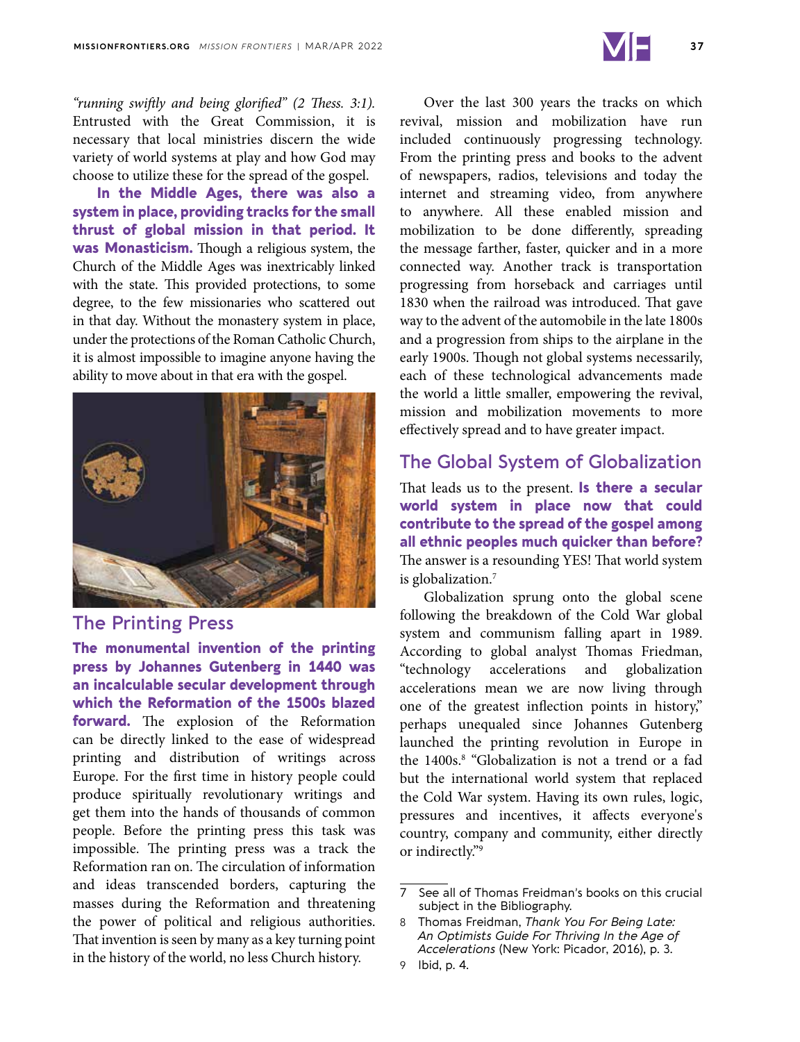*"running swiftly and being glorified" (2 Thess. 3:1).* Entrusted with the Great Commission, it is necessary that local ministries discern the wide variety of world systems at play and how God may choose to utilize these for the spread of the gospel.

**In the Middle Ages, there was also a system in place, providing tracks for the small thrust of global mission in that period. It was Monasticism.** Though a religious system, the Church of the Middle Ages was inextricably linked with the state. This provided protections, to some degree, to the few missionaries who scattered out in that day. Without the monastery system in place, under the protections of the Roman Catholic Church, it is almost impossible to imagine anyone having the ability to move about in that era with the gospel.

## The Printing Press

**The monumental invention of the printing press by Johannes Gutenberg in 1440 was an incalculable secular development through which the Reformation of the 1500s blazed forward.** The explosion of the Reformation can be directly linked to the ease of widespread printing and distribution of writings across Europe. For the first time in history people could produce spiritually revolutionary writings and get them into the hands of thousands of common people. Before the printing press this task was impossible. The printing press was a track the Reformation ran on. The circulation of information and ideas transcended borders, capturing the masses during the Reformation and threatening the power of political and religious authorities. That invention is seen by many as a key turning point in the history of the world, no less Church history.

Over the last 300 years the tracks on which revival, mission and mobilization have run included continuously progressing technology. From the printing press and books to the advent of newspapers, radios, televisions and today the internet and streaming video, from anywhere to anywhere. All these enabled mission and mobilization to be done differently, spreading the message farther, faster, quicker and in a more connected way. Another track is transportation progressing from horseback and carriages until 1830 when the railroad was introduced. That gave way to the advent of the automobile in the late 1800s and a progression from ships to the airplane in the early 1900s. Though not global systems necessarily, each of these technological advancements made the world a little smaller, empowering the revival, mission and mobilization movements to more effectively spread and to have greater impact.

## The Global System of Globalization

That leads us to the present. **Is there a secular world system in place now that could contribute to the spread of the gospel among all ethnic peoples much quicker than before?** The answer is a resounding YES! That world system is globalization.[7]

Globalization sprung onto the global scene following the breakdown of the Cold War global system and communism falling apart in 1989. According to global analyst Thomas Friedman, "technology accelerations and globalization accelerations mean we are now living through one of the greatest inflection points in history," perhaps unequaled since Johannes Gutenberg launched the printing revolution in Europe in the 1400s.[8] "Globalization is not a trend or a fad but the international world system that replaced the Cold War system. Having its own rules, logic, pressures and incentives, it affects everyone's country, company and community, either directly or indirectly."[9]

---

7 See all of Thomas Freidman's books on this crucial subject in the Bibliography.

8 Thomas Freidman, *Thank You For Being Late: An Optimists Guide For Thriving In the Age of Accelerations* (New York: Picador, 2016), p. 3.

9 Ibid, p. 4.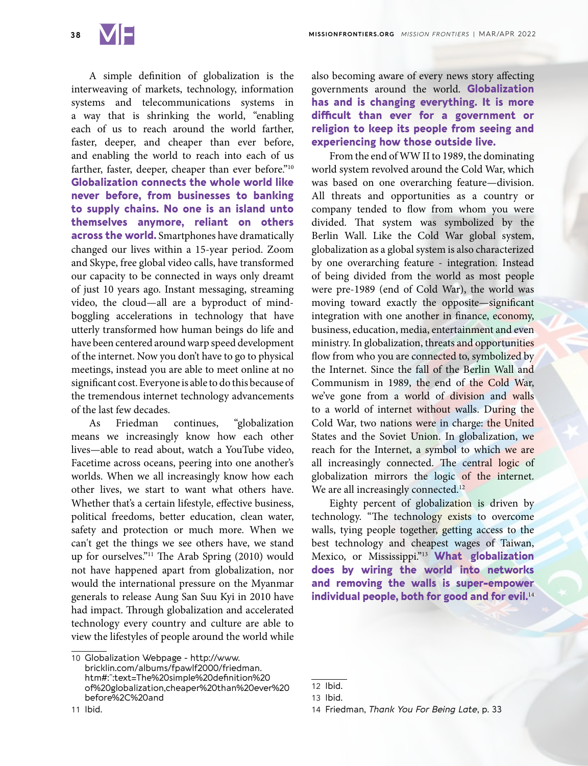A simple definition of globalization is the interweaving of markets, technology, information systems and telecommunications systems in a way that is shrinking the world, "enabling each of us to reach around the world farther, faster, deeper, and cheaper than ever before, and enabling the world to reach into each of us farther, faster, deeper, cheaper than ever before."[10] **Globalization connects the whole world like never before, from businesses to banking to supply chains. No one is an island unto themselves anymore, reliant on others across the world.** Smartphones have dramatically changed our lives within a 15-year period. Zoom and Skype, free global video calls, have transformed our capacity to be connected in ways only dreamt of just 10 years ago. Instant messaging, streaming video, the cloud—all are a byproduct of mind-boggling accelerations in technology that have utterly transformed how human beings do life and have been centered around warp speed development of the internet. Now you don't have to go to physical meetings, instead you are able to meet online at no significant cost. Everyone is able to do this because of the tremendous internet technology advancements of the last few decades.

As Friedman continues, "globalization means we increasingly know how each other lives—able to read about, watch a YouTube video, Facetime across oceans, peering into one another's worlds. When we all increasingly know how each other lives, we start to want what others have. Whether that's a certain lifestyle, effective business, political freedoms, better education, clean water, safety and protection or much more. When we can't get the things we see others have, we stand up for ourselves."[11] The Arab Spring (2010) would not have happened apart from globalization, nor would the international pressure on the Myanmar generals to release Aung San Suu Kyi in 2010 have had impact. Through globalization and accelerated technology every country and culture are able to view the lifestyles of people around the world while also becoming aware of every news story affecting governments around the world. **Globalization has and is changing everything. It is more difficult than ever for a government or religion to keep its people from seeing and experiencing how those outside live.**

From the end of WW II to 1989, the dominating world system revolved around the Cold War, which was based on one overarching feature—division. All threats and opportunities as a country or company tended to flow from whom you were divided. That system was symbolized by the Berlin Wall. Like the Cold War global system, globalization as a global system is also characterized by one overarching feature - integration. Instead of being divided from the world as most people were pre-1989 (end of Cold War), the world was moving toward exactly the opposite—significant integration with one another in finance, economy, business, education, media, entertainment and even ministry. In globalization, threats and opportunities flow from who you are connected to, symbolized by the Internet. Since the fall of the Berlin Wall and Communism in 1989, the end of the Cold War, we've gone from a world of division and walls to a world of internet without walls. During the Cold War, two nations were in charge: the United States and the Soviet Union. In globalization, we reach for the Internet, a symbol to which we are all increasingly connected. The central logic of globalization mirrors the logic of the internet. We are all increasingly connected.[12]

Eighty percent of globalization is driven by technology. "The technology exists to overcome walls, tying people together, getting access to the best technology and cheapest wages of Taiwan, Mexico, or Mississippi."[13] **What globalization does by wiring the world into networks and removing the walls is super-empower individual people, both for good and for evil.**[14]

---

10 Globalization Webpage - http://www.bricklin.com/albums/fpawlf2000/friedman.htm#:~:text=The%20simple%20definition%20of%20globalization,cheaper%20than%20ever%20before%2C%20and

11 Ibid.

12 Ibid.

13 Ibid.

14 Friedman, *Thank You For Being Late*, p. 33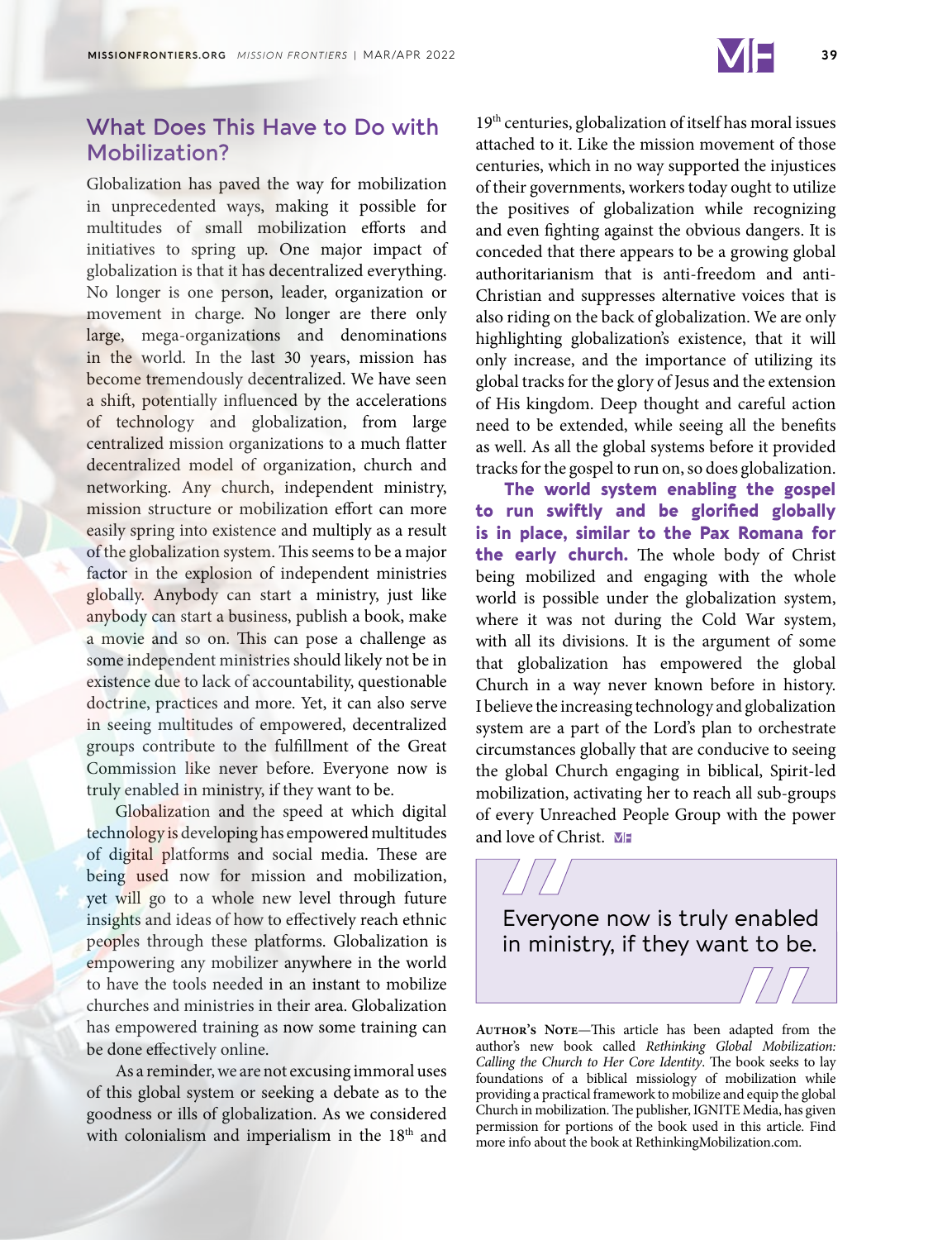## What Does This Have to Do with Mobilization?

Globalization has paved the way for mobilization in unprecedented ways, making it possible for multitudes of small mobilization efforts and initiatives to spring up. One major impact of globalization is that it has decentralized everything. No longer is one person, leader, organization or movement in charge. No longer are there only large, mega-organizations and denominations in the world. In the last 30 years, mission has become tremendously decentralized. We have seen a shift, potentially influenced by the accelerations of technology and globalization, from large centralized mission organizations to a much flatter decentralized model of organization, church and networking. Any church, independent ministry, mission structure or mobilization effort can more easily spring into existence and multiply as a result of the globalization system. This seems to be a major factor in the explosion of independent ministries globally. Anybody can start a ministry, just like anybody can start a business, publish a book, make a movie and so on. This can pose a challenge as some independent ministries should likely not be in existence due to lack of accountability, questionable doctrine, practices and more. Yet, it can also serve in seeing multitudes of empowered, decentralized groups contribute to the fulfillment of the Great Commission like never before. Everyone now is truly enabled in ministry, if they want to be.

Globalization and the speed at which digital technology is developing has empowered multitudes of digital platforms and social media. These are being used now for mission and mobilization, yet will go to a whole new level through future insights and ideas of how to effectively reach ethnic peoples through these platforms. Globalization is empowering any mobilizer anywhere in the world to have the tools needed in an instant to mobilize churches and ministries in their area. Globalization has empowered training as now some training can be done effectively online.

As a reminder, we are not excusing immoral uses of this global system or seeking a debate as to the goodness or ills of globalization. As we considered with colonialism and imperialism in the 18th and 19th centuries, globalization of itself has moral issues attached to it. Like the mission movement of those centuries, which in no way supported the injustices of their governments, workers today ought to utilize the positives of globalization while recognizing and even fighting against the obvious dangers. It is conceded that there appears to be a growing global authoritarianism that is anti-freedom and anti-Christian and suppresses alternative voices that is also riding on the back of globalization. We are only highlighting globalization's existence, that it will only increase, and the importance of utilizing its global tracks for the glory of Jesus and the extension of His kingdom. Deep thought and careful action need to be extended, while seeing all the benefits as well. As all the global systems before it provided tracks for the gospel to run on, so does globalization.

**The world system enabling the gospel to run swiftly and be glorified globally is in place, similar to the Pax Romana for the early church.** The whole body of Christ being mobilized and engaging with the whole world is possible under the globalization system, where it was not during the Cold War system, with all its divisions. It is the argument of some that globalization has empowered the global Church in a way never known before in history. I believe the increasing technology and globalization system are a part of the Lord's plan to orchestrate circumstances globally that are conducive to seeing the global Church engaging in biblical, Spirit-led mobilization, activating her to reach all sub-groups of every Unreached People Group with the power and love of Christ.

> Everyone now is truly enabled in ministry, if they want to be.

**Author's Note**—This article has been adapted from the author's new book called *Rethinking Global Mobilization: Calling the Church to Her Core Identity*. The book seeks to lay foundations of a biblical missiology of mobilization while providing a practical framework to mobilize and equip the global Church in mobilization. The publisher, IGNITE Media, has given permission for portions of the book used in this article. Find more info about the book at RethinkingMobilization.com.